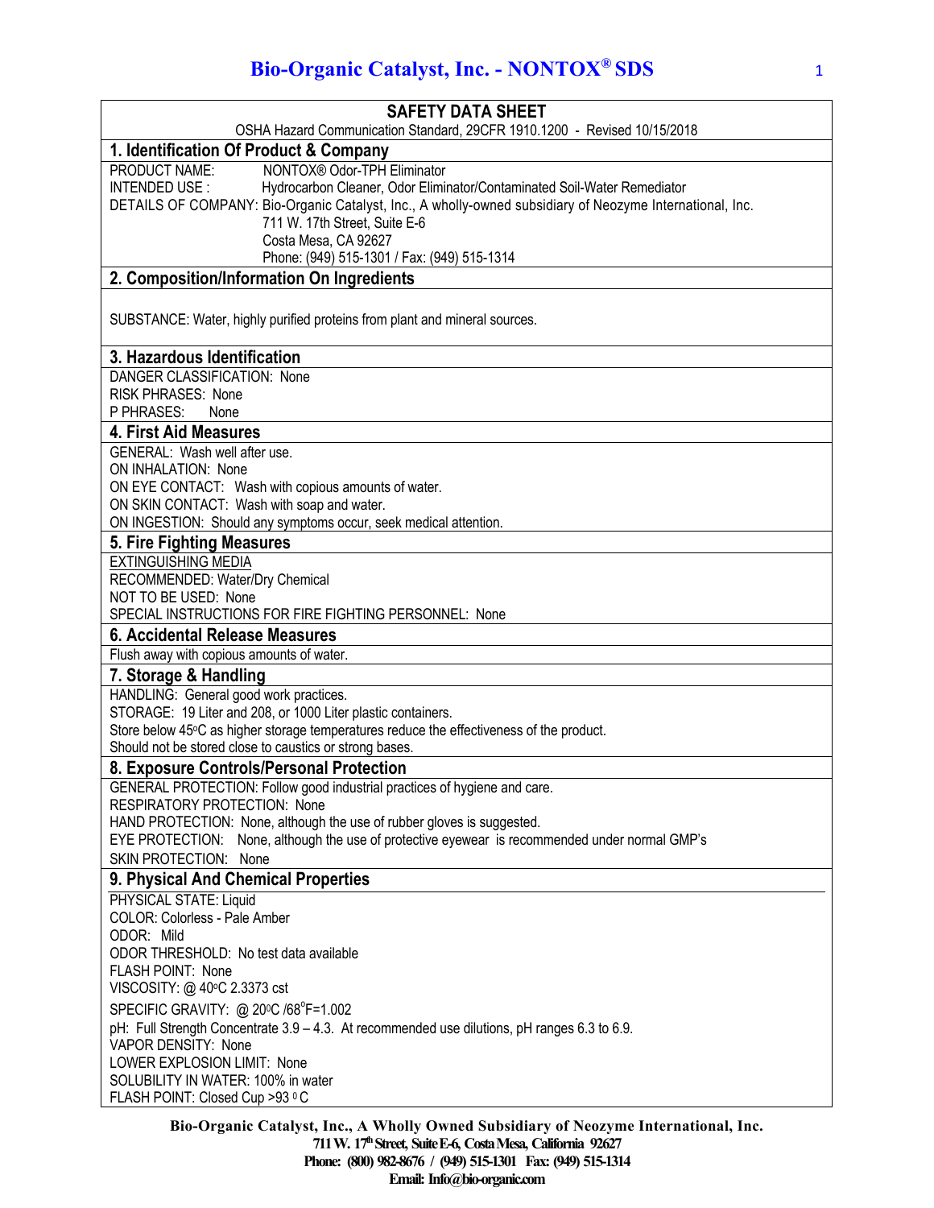# Bio-Organic Catalyst, Inc. - NONTOX® SDS

## SAFETY DATA SHEET

OSHA Hazard Communication Standard, 29CFR 1910.1200 - Revised 10/15/2018

## 1. Identification Of Product & Company

PRODUCT NAME: NONTOX® Odor-TPH Eliminator
INTENDED USE : Hydrocarbon Cleaner, Odor Eliminator/Contaminated Soil-Water Remediator
DETAILS OF COMPANY: Bio-Organic Catalyst, Inc., A wholly-owned subsidiary of Neozyme International, Inc.
711 W. 17th Street, Suite E-6
Costa Mesa, CA 92627
Phone: (949) 515-1301 / Fax: (949) 515-1314

## 2. Composition/Information On Ingredients

SUBSTANCE: Water, highly purified proteins from plant and mineral sources.

## 3. Hazardous Identification

DANGER CLASSIFICATION: None
RISK PHRASES: None
P PHRASES: None

## 4. First Aid Measures

GENERAL: Wash well after use.
ON INHALATION: None
ON EYE CONTACT: Wash with copious amounts of water.
ON SKIN CONTACT: Wash with soap and water.
ON INGESTION: Should any symptoms occur, seek medical attention.

## 5. Fire Fighting Measures

EXTINGUISHING MEDIA
RECOMMENDED: Water/Dry Chemical
NOT TO BE USED: None
SPECIAL INSTRUCTIONS FOR FIRE FIGHTING PERSONNEL: None

## 6. Accidental Release Measures

Flush away with copious amounts of water.

## 7. Storage & Handling

HANDLING: General good work practices.
STORAGE: 19 Liter and 208, or 1000 Liter plastic containers.
Store below 45°C as higher storage temperatures reduce the effectiveness of the product.
Should not be stored close to caustics or strong bases.

## 8. Exposure Controls/Personal Protection

GENERAL PROTECTION: Follow good industrial practices of hygiene and care.
RESPIRATORY PROTECTION: None
HAND PROTECTION: None, although the use of rubber gloves is suggested.
EYE PROTECTION: None, although the use of protective eyewear is recommended under normal GMP's
SKIN PROTECTION: None

## 9. Physical And Chemical Properties

PHYSICAL STATE: Liquid
COLOR: Colorless - Pale Amber
ODOR: Mild
ODOR THRESHOLD: No test data available
FLASH POINT: None
VISCOSITY: @ 40°C 2.3373 cst
SPECIFIC GRAVITY: @ 20°C /68°F=1.002
pH: Full Strength Concentrate 3.9 – 4.3. At recommended use dilutions, pH ranges 6.3 to 6.9.
VAPOR DENSITY: None
LOWER EXPLOSION LIMIT: None
SOLUBILITY IN WATER: 100% in water
FLASH POINT: Closed Cup >93 °C

**Bio-Organic Catalyst, Inc., A Wholly Owned Subsidiary of Neozyme International, Inc.**
**711 W. 17th Street, Suite E-6, Costa Mesa, California 92627**
**Phone: (800) 982-8676 / (949) 515-1301 Fax: (949) 515-1314**
**Email: Info@bio-organic.com**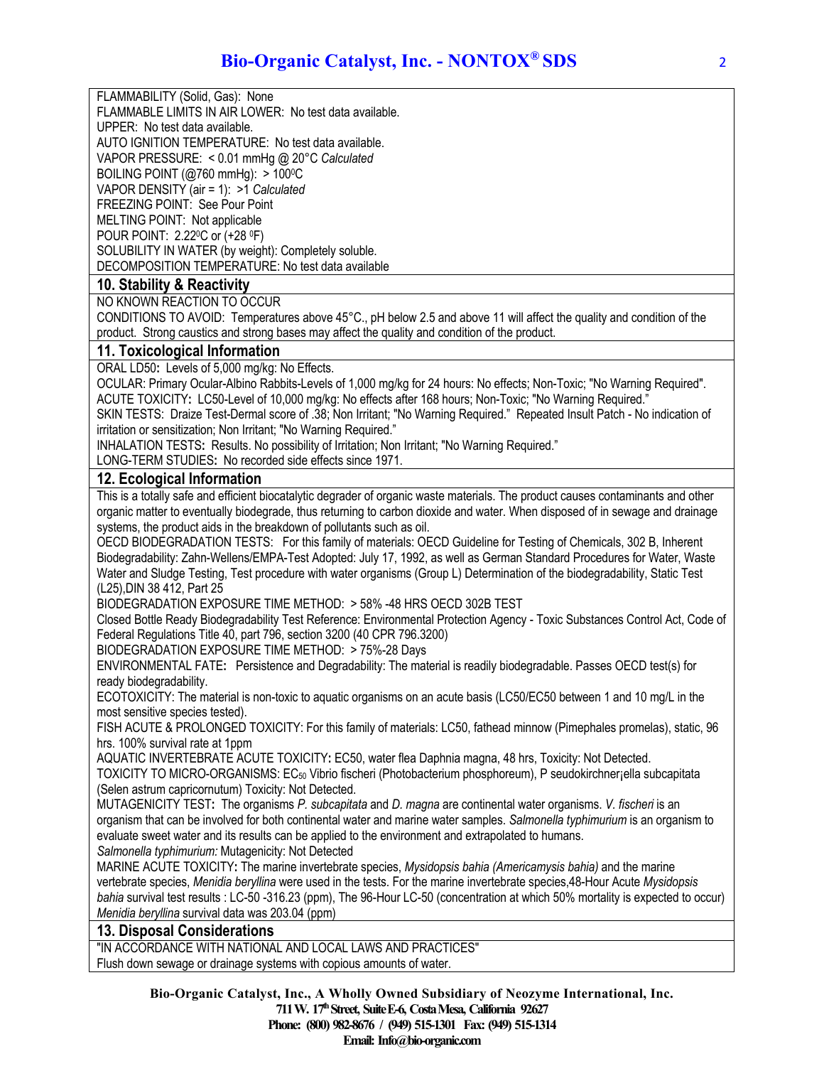FLAMMABILITY (Solid, Gas): None
FLAMMABLE LIMITS IN AIR LOWER: No test data available.
UPPER: No test data available.
AUTO IGNITION TEMPERATURE: No test data available.
VAPOR PRESSURE: < 0.01 mmHg @ 20°C *Calculated*
BOILING POINT (@760 mmHg): > 100$^{0}$C
VAPOR DENSITY (air = 1): >1 *Calculated*
FREEZING POINT: See Pour Point
MELTING POINT: Not applicable
POUR POINT: 2.22$^{0}$C or (+28 $^{0}$F)
SOLUBILITY IN WATER (by weight): Completely soluble.
DECOMPOSITION TEMPERATURE: No test data available

## 10. Stability & Reactivity

NO KNOWN REACTION TO OCCUR
CONDITIONS TO AVOID: Temperatures above 45°C., pH below 2.5 and above 11 will affect the quality and condition of the product. Strong caustics and strong bases may affect the quality and condition of the product.

## 11. Toxicological Information

ORAL LD50**:** Levels of 5,000 mg/kg: No Effects.
OCULAR: Primary Ocular-Albino Rabbits-Levels of 1,000 mg/kg for 24 hours: No effects; Non-Toxic; "No Warning Required".
ACUTE TOXICITY**:** LC50-Level of 10,000 mg/kg: No effects after 168 hours; Non-Toxic; "No Warning Required."
SKIN TESTS: Draize Test-Dermal score of .38; Non Irritant; "No Warning Required." Repeated Insult Patch - No indication of irritation or sensitization; Non Irritant; "No Warning Required."
INHALATION TESTS**:** Results. No possibility of Irritation; Non Irritant; "No Warning Required."
LONG-TERM STUDIES**:** No recorded side effects since 1971.

## 12. Ecological Information

This is a totally safe and efficient biocatalytic degrader of organic waste materials. The product causes contaminants and other organic matter to eventually biodegrade, thus returning to carbon dioxide and water. When disposed of in sewage and drainage systems, the product aids in the breakdown of pollutants such as oil.
OECD BIODEGRADATION TESTS: For this family of materials: OECD Guideline for Testing of Chemicals, 302 B, Inherent Biodegradability: Zahn-Wellens/EMPA-Test Adopted: July 17, 1992, as well as German Standard Procedures for Water, Waste Water and Sludge Testing, Test procedure with water organisms (Group L) Determination of the biodegradability, Static Test (L25),DIN 38 412, Part 25
BIODEGRADATION EXPOSURE TIME METHOD: > 58% -48 HRS OECD 302B TEST
Closed Bottle Ready Biodegradability Test Reference: Environmental Protection Agency - Toxic Substances Control Act, Code of Federal Regulations Title 40, part 796, section 3200 (40 CPR 796.3200)
BIODEGRADATION EXPOSURE TIME METHOD: > 75%-28 Days
ENVIRONMENTAL FATE**:** Persistence and Degradability: The material is readily biodegradable. Passes OECD test(s) for ready biodegradability.
ECOTOXICITY: The material is non-toxic to aquatic organisms on an acute basis (LC50/EC50 between 1 and 10 mg/L in the most sensitive species tested).
FISH ACUTE & PROLONGED TOXICITY: For this family of materials: LC50, fathead minnow (Pimephales promelas), static, 96 hrs. 100% survival rate at 1ppm
AQUATIC INVERTEBRATE ACUTE TOXICITY**:** EC50, water flea Daphnia magna, 48 hrs, Toxicity: Not Detected.
TOXICITY TO MICRO-ORGANISMS: $EC_{50}$ Vibrio fischeri (Photobacterium phosphoreum), P seudokirchner¡ella subcapitata (Selen astrum capricornutum) Toxicity: Not Detected.
MUTAGENICITY TEST**:** The organisms *P. subcapitata* and *D. magna* are continental water organisms. *V. fischeri* is an organism that can be involved for both continental water and marine water samples. *Salmonella typhimurium* is an organism to evaluate sweet water and its results can be applied to the environment and extrapolated to humans.
*Salmonella typhimurium:* Mutagenicity: Not Detected
MARINE ACUTE TOXICITY**:** The marine invertebrate species, *Mysidopsis bahia (Americamysis bahia)* and the marine vertebrate species, *Menidia beryllina* were used in the tests. For the marine invertebrate species,48-Hour Acute *Mysidopsis bahia* survival test results : LC-50 -316.23 (ppm), The 96-Hour LC-50 (concentration at which 50% mortality is expected to occur) *Menidia beryllina* survival data was 203.04 (ppm)

## 13. Disposal Considerations

"IN ACCORDANCE WITH NATIONAL AND LOCAL LAWS AND PRACTICES"
Flush down sewage or drainage systems with copious amounts of water.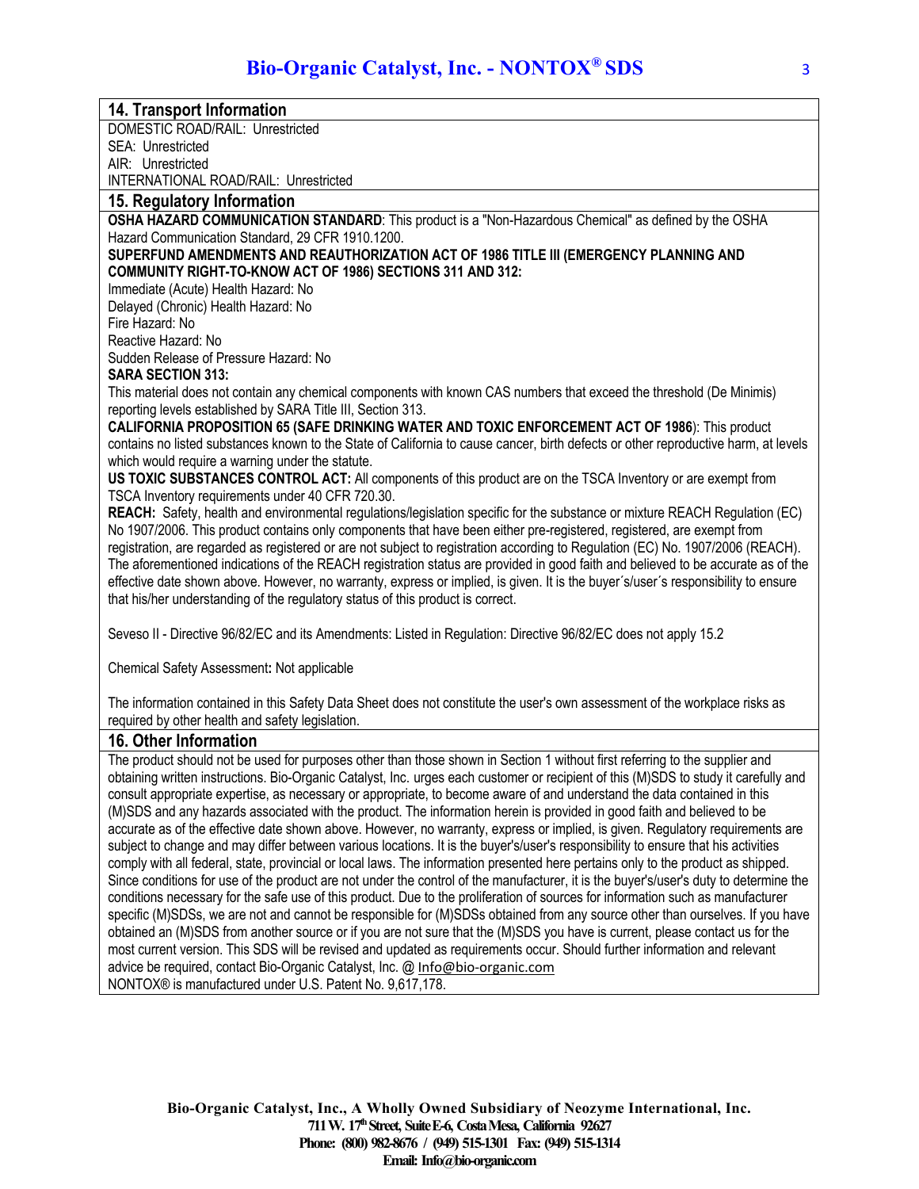## 14. Transport Information

DOMESTIC ROAD/RAIL: Unrestricted
SEA: Unrestricted
AIR: Unrestricted
INTERNATIONAL ROAD/RAIL: Unrestricted

## 15. Regulatory Information

**OSHA HAZARD COMMUNICATION STANDARD**: This product is a "Non-Hazardous Chemical" as defined by the OSHA Hazard Communication Standard, 29 CFR 1910.1200.

**SUPERFUND AMENDMENTS AND REAUTHORIZATION ACT OF 1986 TITLE III (EMERGENCY PLANNING AND COMMUNITY RIGHT-TO-KNOW ACT OF 1986) SECTIONS 311 AND 312:**
Immediate (Acute) Health Hazard: No
Delayed (Chronic) Health Hazard: No
Fire Hazard: No
Reactive Hazard: No
Sudden Release of Pressure Hazard: No

**SARA SECTION 313:**
This material does not contain any chemical components with known CAS numbers that exceed the threshold (De Minimis) reporting levels established by SARA Title III, Section 313.

**CALIFORNIA PROPOSITION 65 (SAFE DRINKING WATER AND TOXIC ENFORCEMENT ACT OF 1986**): This product contains no listed substances known to the State of California to cause cancer, birth defects or other reproductive harm, at levels which would require a warning under the statute.

**US TOXIC SUBSTANCES CONTROL ACT:** All components of this product are on the TSCA Inventory or are exempt from TSCA Inventory requirements under 40 CFR 720.30.

**REACH:** Safety, health and environmental regulations/legislation specific for the substance or mixture REACH Regulation (EC) No 1907/2006. This product contains only components that have been either pre-registered, registered, are exempt from registration, are regarded as registered or are not subject to registration according to Regulation (EC) No. 1907/2006 (REACH). The aforementioned indications of the REACH registration status are provided in good faith and believed to be accurate as of the effective date shown above. However, no warranty, express or implied, is given. It is the buyer´s/user´s responsibility to ensure that his/her understanding of the regulatory status of this product is correct.

Seveso II - Directive 96/82/EC and its Amendments: Listed in Regulation: Directive 96/82/EC does not apply 15.2

Chemical Safety Assessment**:** Not applicable

The information contained in this Safety Data Sheet does not constitute the user's own assessment of the workplace risks as required by other health and safety legislation.

## 16. Other Information

The product should not be used for purposes other than those shown in Section 1 without first referring to the supplier and obtaining written instructions. Bio-Organic Catalyst, Inc. urges each customer or recipient of this (M)SDS to study it carefully and consult appropriate expertise, as necessary or appropriate, to become aware of and understand the data contained in this (M)SDS and any hazards associated with the product. The information herein is provided in good faith and believed to be accurate as of the effective date shown above. However, no warranty, express or implied, is given. Regulatory requirements are subject to change and may differ between various locations. It is the buyer's/user's responsibility to ensure that his activities comply with all federal, state, provincial or local laws. The information presented here pertains only to the product as shipped. Since conditions for use of the product are not under the control of the manufacturer, it is the buyer's/user's duty to determine the conditions necessary for the safe use of this product. Due to the proliferation of sources for information such as manufacturer specific (M)SDSs, we are not and cannot be responsible for (M)SDSs obtained from any source other than ourselves. If you have obtained an (M)SDS from another source or if you are not sure that the (M)SDS you have is current, please contact us for the most current version. This SDS will be revised and updated as requirements occur. Should further information and relevant advice be required, contact Bio-Organic Catalyst, Inc. @ Info@bio-organic.com
NONTOX® is manufactured under U.S. Patent No. 9,617,178.

**Bio-Organic Catalyst, Inc., A Wholly Owned Subsidiary of Neozyme International, Inc.**
**711 W. 17th Street, Suite E-6, Costa Mesa, California 92627**
**Phone: (800) 982-8676 / (949) 515-1301 Fax: (949) 515-1314**
**Email: Info@bio-organic.com**